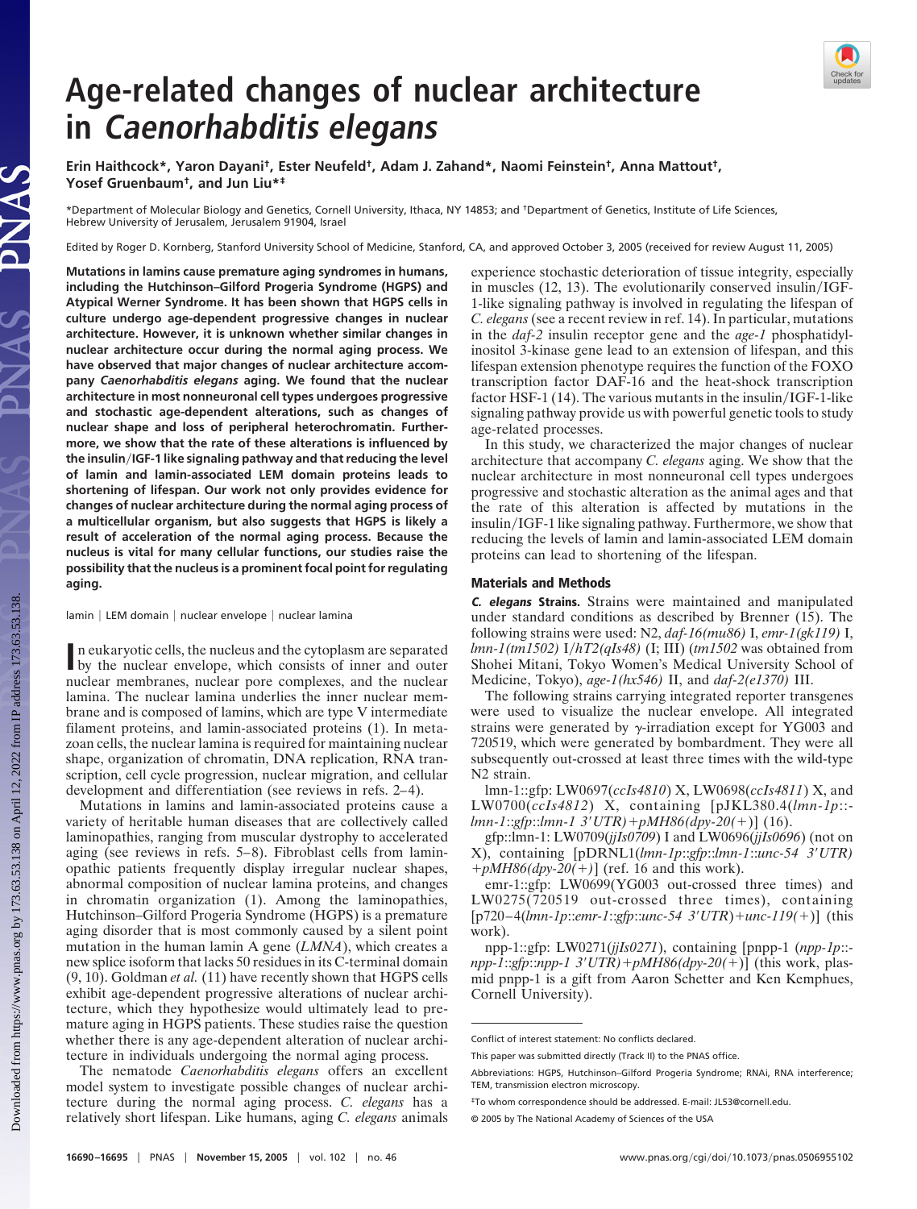# Age-related changes of nuclear architecture in *Caenorhabditis elegans*

**Erin Haithcock\*, Yaron Dayani†, Ester Neufeld†, Adam J. Zahand\*, Naomi Feinstein†, Anna Mattout†, Yosef Gruenbaum†, and Jun Liu\*‡**

\*Department of Molecular Biology and Genetics, Cornell University, Ithaca, NY 14853; and †Department of Genetics, Institute of Life Sciences, Hebrew University of Jerusalem, Jerusalem 91904, Israel

Edited by Roger D. Kornberg, Stanford University School of Medicine, Stanford, CA, and approved October 3, 2005 (received for review August 11, 2005)

**Mutations in lamins cause premature aging syndromes in humans, including the Hutchinson–Gilford Progeria Syndrome (HGPS) and Atypical Werner Syndrome. It has been shown that HGPS cells in culture undergo age-dependent progressive changes in nuclear architecture. However, it is unknown whether similar changes in nuclear architecture occur during the normal aging process. We have observed that major changes of nuclear architecture accompany *Caenorhabditis elegans* aging. We found that the nuclear architecture in most nonneuronal cell types undergoes progressive and stochastic age-dependent alterations, such as changes of nuclear shape and loss of peripheral heterochromatin. Furthermore, we show that the rate of these alterations is influenced by the insulin/IGF-1 like signaling pathway and that reducing the level of lamin and lamin-associated LEM domain proteins leads to shortening of lifespan. Our work not only provides evidence for changes of nuclear architecture during the normal aging process of a multicellular organism, but also suggests that HGPS is likely a result of acceleration of the normal aging process. Because the nucleus is vital for many cellular functions, our studies raise the possibility that the nucleus is a prominent focal point for regulating aging.**

lamin | LEM domain | nuclear envelope | nuclear lamina

In eukaryotic cells, the nucleus and the cytoplasm are separated by the nuclear envelope, which consists of inner and outer nuclear membranes, nuclear pore complexes, and the nuclear lamina. The nuclear lamina underlies the inner nuclear membrane and is composed of lamins, which are type V intermediate filament proteins, and lamin-associated proteins (1). In metazoan cells, the nuclear lamina is required for maintaining nuclear shape, organization of chromatin, DNA replication, RNA transcription, cell cycle progression, nuclear migration, and cellular development and differentiation (see reviews in refs. 2–4).

Mutations in lamins and lamin-associated proteins cause a variety of heritable human diseases that are collectively called laminopathies, ranging from muscular dystrophy to accelerated aging (see reviews in refs. 5–8). Fibroblast cells from laminopathic patients frequently display irregular nuclear shapes, abnormal composition of nuclear lamina proteins, and changes in chromatin organization (1). Among the laminopathies, Hutchinson–Gilford Progeria Syndrome (HGPS) is a premature aging disorder that is most commonly caused by a silent point mutation in the human lamin A gene (*LMNA*), which creates a new splice isoform that lacks 50 residues in its C-terminal domain (9, 10). Goldman *et al.* (11) have recently shown that HGPS cells exhibit age-dependent progressive alterations of nuclear architecture, which they hypothesize would ultimately lead to premature aging in HGPS patients. These studies raise the question whether there is any age-dependent alteration of nuclear architecture in individuals undergoing the normal aging process.

The nematode *Caenorhabditis elegans* offers an excellent model system to investigate possible changes of nuclear architecture during the normal aging process. *C. elegans* has a relatively short lifespan. Like humans, aging *C. elegans* animals experience stochastic deterioration of tissue integrity, especially in muscles (12, 13). The evolutionarily conserved insulin/IGF-1-like signaling pathway is involved in regulating the lifespan of *C. elegans* (see a recent review in ref. 14). In particular, mutations in the *daf-2* insulin receptor gene and the *age-1* phosphatidylinositol 3-kinase gene lead to an extension of lifespan, and this lifespan extension phenotype requires the function of the FOXO transcription factor DAF-16 and the heat-shock transcription factor HSF-1 (14). The various mutants in the insulin/IGF-1-like signaling pathway provide us with powerful genetic tools to study age-related processes.

In this study, we characterized the major changes of nuclear architecture that accompany *C. elegans* aging. We show that the nuclear architecture in most nonneuronal cell types undergoes progressive and stochastic alteration as the animal ages and that the rate of this alteration is affected by mutations in the insulin/IGF-1 like signaling pathway. Furthermore, we show that reducing the levels of lamin and lamin-associated LEM domain proteins can lead to shortening of the lifespan.

## Materials and Methods

***C. elegans* Strains.** Strains were maintained and manipulated under standard conditions as described by Brenner (15). The following strains were used: N2, *daf-16(mu86)* I, *emr-1(gk119)* I, *lmn-1(tm1502)* I/*hT2(qIs48)* (I; III) (*tm1502* was obtained from Shohei Mitani, Tokyo Women's Medical University School of Medicine, Tokyo), *age-1(hx546)* II, and *daf-2(e1370)* III.

The following strains carrying integrated reporter transgenes were used to visualize the nuclear envelope. All integrated strains were generated by γ-irradiation except for YG003 and 720519, which were generated by bombardment. They were all subsequently out-crossed at least three times with the wild-type N2 strain.

lmn-1::gfp: LW0697(*ccIs4810*) X, LW0698(*ccIs4811*) X, and LW0700(*ccIs4812*) X, containing [pJKL380.4(*lmn-1p*::*lmn-1*::*gfp*::*lmn-1 3′UTR*)+pMH86(*dpy-20*(+))] (16).

gfp::lmn-1: LW0709(*jjIs0709*) I and LW0696(*jjIs0696*) (not on X), containing [pDRNL1(*lmn-1p*::*gfp*::*lmn-1*::*unc-54 3′UTR*) +pMH86(*dpy-20*(+)] (ref. 16 and this work).

emr-1::gfp: LW0699(YG003 out-crossed three times) and LW0275(720519 out-crossed three times), containing [p720–4(*lmn-1p*::*emr-1*::*gfp*::*unc-54 3′UTR*)+*unc-119*(+)] (this work).

npp-1::gfp: LW0271(*jjIs0271*), containing [pnpp-1 (*npp-1p*::*npp-1*::*gfp*::*npp-1 3′UTR*)+pMH86(*dpy-20*(+)] (this work, plasmid pnpp-1 is a gift from Aaron Schetter and Ken Kemphues, Cornell University).

---

Conflict of interest statement: No conflicts declared.

This paper was submitted directly (Track II) to the PNAS office.

Abbreviations: HGPS, Hutchinson–Gilford Progeria Syndrome; RNAi, RNA interference; TEM, transmission electron microscopy.

‡To whom correspondence should be addressed. E-mail: JL53@cornell.edu.

© 2005 by The National Academy of Sciences of the USA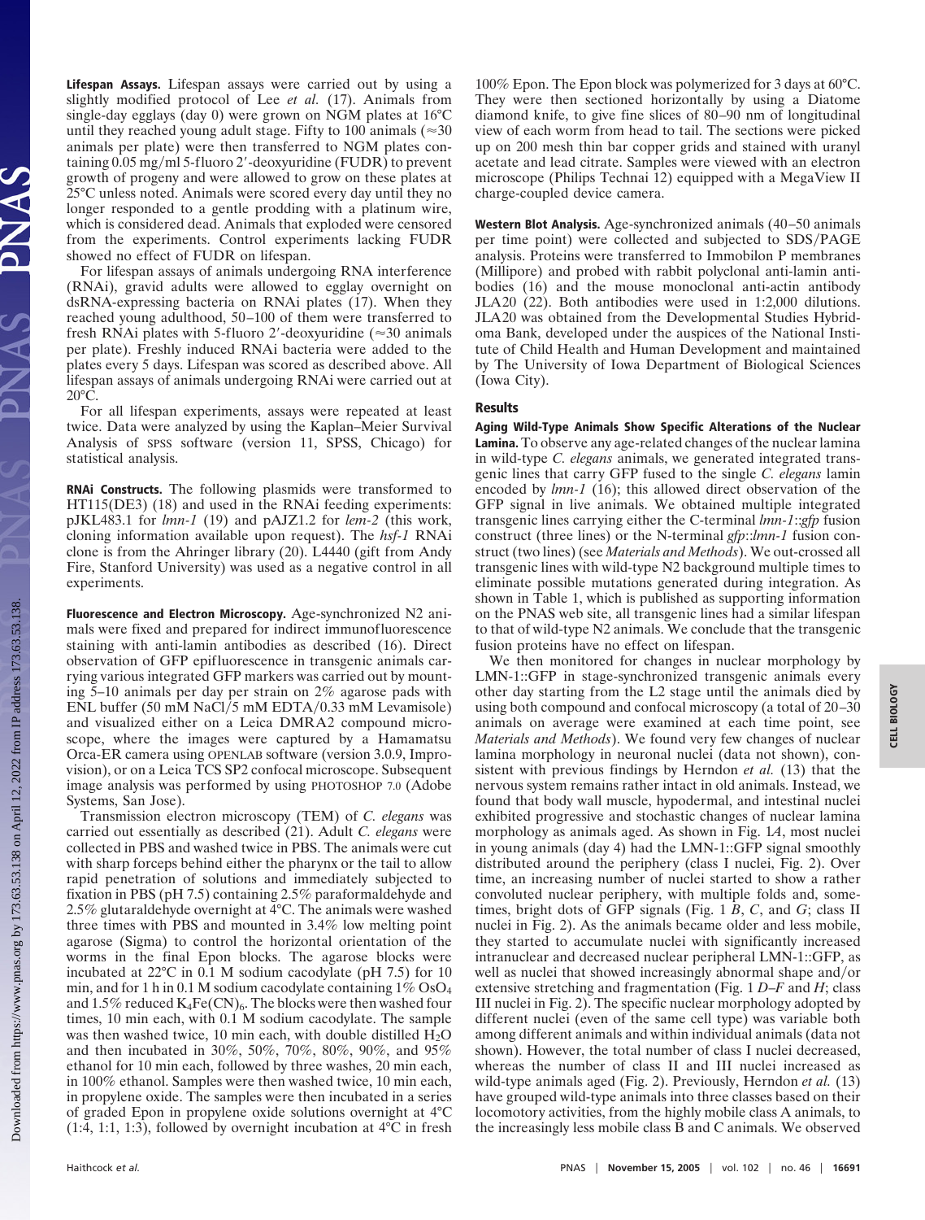**Lifespan Assays.** Lifespan assays were carried out by using a slightly modified protocol of Lee *et al.* (17). Animals from single-day egglays (day 0) were grown on NGM plates at 16°C until they reached young adult stage. Fifty to 100 animals (≈30 animals per plate) were then transferred to NGM plates containing 0.05 mg/ml 5-fluoro 2′-deoxyuridine (FUDR) to prevent growth of progeny and were allowed to grow on these plates at 25°C unless noted. Animals were scored every day until they no longer responded to a gentle prodding with a platinum wire, which is considered dead. Animals that exploded were censored from the experiments. Control experiments lacking FUDR showed no effect of FUDR on lifespan.

For lifespan assays of animals undergoing RNA interference (RNAi), gravid adults were allowed to egglay overnight on dsRNA-expressing bacteria on RNAi plates (17). When they reached young adulthood, 50–100 of them were transferred to fresh RNAi plates with 5-fluoro 2′-deoxyuridine (≈30 animals per plate). Freshly induced RNAi bacteria were added to the plates every 5 days. Lifespan was scored as described above. All lifespan assays of animals undergoing RNAi were carried out at 20°C.

For all lifespan experiments, assays were repeated at least twice. Data were analyzed by using the Kaplan–Meier Survival Analysis of SPSS software (version 11, SPSS, Chicago) for statistical analysis.

**RNAi Constructs.** The following plasmids were transformed to HT115(DE3) (18) and used in the RNAi feeding experiments: pJKL483.1 for *lmn-1* (19) and pAJZ1.2 for *lem-2* (this work, cloning information available upon request). The *hsf-1* RNAi clone is from the Ahringer library (20). L4440 (gift from Andy Fire, Stanford University) was used as a negative control in all experiments.

**Fluorescence and Electron Microscopy.** Age-synchronized N2 animals were fixed and prepared for indirect immunofluorescence staining with anti-lamin antibodies as described (16). Direct observation of GFP epifluorescence in transgenic animals carrying various integrated GFP markers was carried out by mounting 5–10 animals per day per strain on 2% agarose pads with ENL buffer (50 mM NaCl/5 mM EDTA/0.33 mM Levamisole) and visualized either on a Leica DMRA2 compound microscope, where the images were captured by a Hamamatsu Orca-ER camera using OPENLAB software (version 3.0.9, Improvision), or on a Leica TCS SP2 confocal microscope. Subsequent image analysis was performed by using PHOTOSHOP 7.0 (Adobe Systems, San Jose).

Transmission electron microscopy (TEM) of *C. elegans* was carried out essentially as described (21). Adult *C. elegans* were collected in PBS and washed twice in PBS. The animals were cut with sharp forceps behind either the pharynx or the tail to allow rapid penetration of solutions and immediately subjected to fixation in PBS (pH 7.5) containing 2.5% paraformaldehyde and 2.5% glutaraldehyde overnight at 4°C. The animals were washed three times with PBS and mounted in 3.4% low melting point agarose (Sigma) to control the horizontal orientation of the worms in the final Epon blocks. The agarose blocks were incubated at 22°C in 0.1 M sodium cacodylate (pH 7.5) for 10 min, and for 1 h in 0.1 M sodium cacodylate containing 1% $OsO_4$ and 1.5% reduced $K_4Fe(CN)_6$. The blocks were then washed four times, 10 min each, with 0.1 M sodium cacodylate. The sample was then washed twice, 10 min each, with double distilled $H_2O$ and then incubated in 30%, 50%, 70%, 80%, 90%, and 95% ethanol for 10 min each, followed by three washes, 20 min each, in 100% ethanol. Samples were then washed twice, 10 min each, in propylene oxide. The samples were then incubated in a series of graded Epon in propylene oxide solutions overnight at 4°C (1:4, 1:1, 1:3), followed by overnight incubation at 4°C in fresh 100% Epon. The Epon block was polymerized for 3 days at 60°C. They were then sectioned horizontally by using a Diatome diamond knife, to give fine slices of 80–90 nm of longitudinal view of each worm from head to tail. The sections were picked up on 200 mesh thin bar copper grids and stained with uranyl acetate and lead citrate. Samples were viewed with an electron microscope (Philips Technai 12) equipped with a MegaView II charge-coupled device camera.

**Western Blot Analysis.** Age-synchronized animals (40–50 animals per time point) were collected and subjected to SDS/PAGE analysis. Proteins were transferred to Immobilon P membranes (Millipore) and probed with rabbit polyclonal anti-lamin antibodies (16) and the mouse monoclonal anti-actin antibody JLA20 (22). Both antibodies were used in 1:2,000 dilutions. JLA20 was obtained from the Developmental Studies Hybridoma Bank, developed under the auspices of the National Institute of Child Health and Human Development and maintained by The University of Iowa Department of Biological Sciences (Iowa City).

## Results

**Aging Wild-Type Animals Show Specific Alterations of the Nuclear Lamina.** To observe any age-related changes of the nuclear lamina in wild-type *C. elegans* animals, we generated integrated transgenic lines that carry GFP fused to the single *C. elegans* lamin encoded by *lmn-1* (16); this allowed direct observation of the GFP signal in live animals. We obtained multiple integrated transgenic lines carrying either the C-terminal *lmn-1::gfp* fusion construct (three lines) or the N-terminal *gfp::lmn-1* fusion construct (two lines) (see *Materials and Methods*). We out-crossed all transgenic lines with wild-type N2 background multiple times to eliminate possible mutations generated during integration. As shown in Table 1, which is published as supporting information on the PNAS web site, all transgenic lines had a similar lifespan to that of wild-type N2 animals. We conclude that the transgenic fusion proteins have no effect on lifespan.

We then monitored for changes in nuclear morphology by LMN-1::GFP in stage-synchronized transgenic animals every other day starting from the L2 stage until the animals died by using both compound and confocal microscopy (a total of 20–30 animals on average were examined at each time point, see *Materials and Methods*). We found very few changes of nuclear lamina morphology in neuronal nuclei (data not shown), consistent with previous findings by Herndon *et al.* (13) that the nervous system remains rather intact in old animals. Instead, we found that body wall muscle, hypodermal, and intestinal nuclei exhibited progressive and stochastic changes of nuclear lamina morphology as animals aged. As shown in Fig. 1*A*, most nuclei in young animals (day 4) had the LMN-1::GFP signal smoothly distributed around the periphery (class I nuclei, Fig. 2). Over time, an increasing number of nuclei started to show a rather convoluted nuclear periphery, with multiple folds and, sometimes, bright dots of GFP signals (Fig. 1 *B*, *C*, and *G*; class II nuclei in Fig. 2). As the animals became older and less mobile, they started to accumulate nuclei with significantly increased intranuclear and decreased nuclear peripheral LMN-1::GFP, as well as nuclei that showed increasingly abnormal shape and/or extensive stretching and fragmentation (Fig. 1 *D–F* and *H*; class III nuclei in Fig. 2). The specific nuclear morphology adopted by different nuclei (even of the same cell type) was variable both among different animals and within individual animals (data not shown). However, the total number of class I nuclei decreased, whereas the number of class II and III nuclei increased as wild-type animals aged (Fig. 2). Previously, Herndon *et al.* (13) have grouped wild-type animals into three classes based on their locomotory activities, from the highly mobile class A animals, to the increasingly less mobile class B and C animals. We observed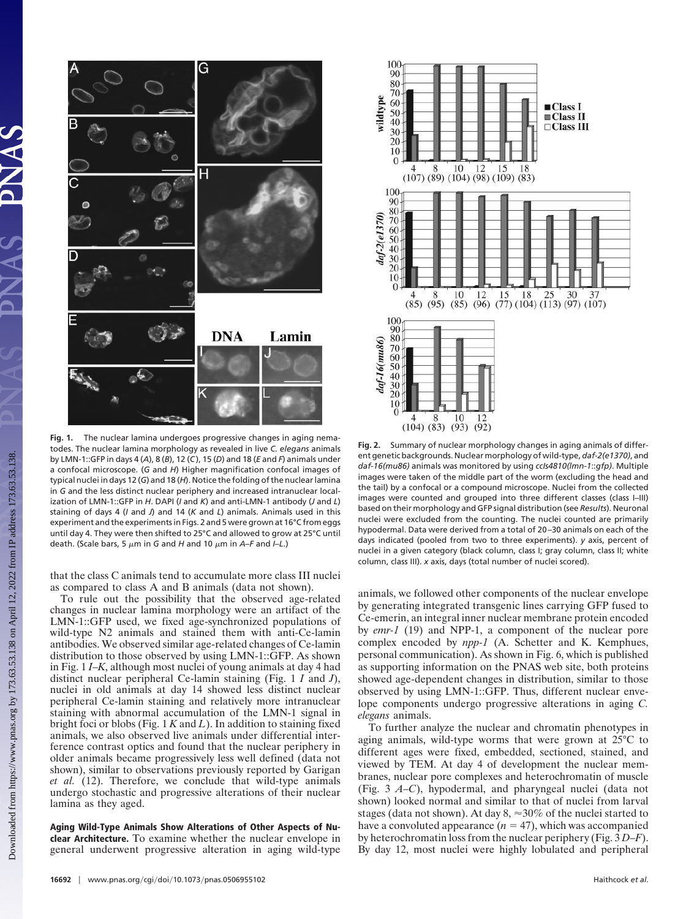**Fig. 1.** The nuclear lamina undergoes progressive changes in aging nematodes. The nuclear lamina morphology as revealed in live *C. elegans* animals by LMN-1::GFP in days 4 (*A*), 8 (*B*), 12 (*C*), 15 (*D*) and 18 (*E* and *F*) animals under a confocal microscope. (*G* and *H*) Higher magnification confocal images of typical nuclei in days 12 (*G*) and 18 (*H*). Notice the folding of the nuclear lamina in *G* and the less distinct nuclear periphery and increased intranuclear localization of LMN-1::GFP in *H*. DAPI (*I* and *K*) and anti-LMN-1 antibody (*J* and *L*) staining of days 4 (*I* and *J*) and 14 (*K* and *L*) animals. Animals used in this experiment and the experiments in Figs. 2 and 5 were grown at 16°C from eggs until day 4. They were then shifted to 25°C and allowed to grow at 25°C until death. (Scale bars, 5 μm in *G* and *H* and 10 μm in *A–F* and *I–L*.)

**Fig. 2.** Summary of nuclear morphology changes in aging animals of different genetic backgrounds. Nuclear morphology of wild-type, *daf-2(e1370)*, and *daf-16(mu86)* animals was monitored by using *ccIs4810(lmn-1::gfp)*. Multiple images were taken of the middle part of the worm (excluding the head and the tail) by a confocal or a compound microscope. Nuclei from the collected images were counted and grouped into three different classes (class I–III) based on their morphology and GFP signal distribution (see *Results*). Neuronal nuclei were excluded from the counting. The nuclei counted are primarily hypodermal. Data were derived from a total of 20–30 animals on each of the days indicated (pooled from two to three experiments). *y* axis, percent of nuclei in a given category (black column, class I; gray column, class II; white column, class III). *x* axis, days (total number of nuclei scored).

that the class C animals tend to accumulate more class III nuclei as compared to class A and B animals (data not shown).

To rule out the possibility that the observed age-related changes in nuclear lamina morphology were an artifact of the LMN-1::GFP used, we fixed age-synchronized populations of wild-type N2 animals and stained them with anti-Ce-lamin antibodies. We observed similar age-related changes of Ce-lamin distribution to those observed by using LMN-1::GFP. As shown in Fig. 1 *I–K*, although most nuclei of young animals at day 4 had distinct nuclear peripheral Ce-lamin staining (Fig. 1 *I* and *J*), nuclei in old animals at day 14 showed less distinct nuclear peripheral Ce-lamin staining and relatively more intranuclear staining with abnormal accumulation of the LMN-1 signal in bright foci or blobs (Fig. 1 *K* and *L*). In addition to staining fixed animals, we also observed live animals under differential interference contrast optics and found that the nuclear periphery in older animals became progressively less well defined (data not shown), similar to observations previously reported by Garigan *et al.* (12). Therefore, we conclude that wild-type animals undergo stochastic and progressive alterations of their nuclear lamina as they aged.

**Aging Wild-Type Animals Show Alterations of Other Aspects of Nuclear Architecture.** To examine whether the nuclear envelope in general underwent progressive alteration in aging wild-type animals, we followed other components of the nuclear envelope by generating integrated transgenic lines carrying GFP fused to Ce-emerin, an integral inner nuclear membrane protein encoded by *emr-1* (19) and NPP-1, a component of the nuclear pore complex encoded by *npp-1* (A. Schetter and K. Kemphues, personal communication). As shown in Fig. 6, which is published as supporting information on the PNAS web site, both proteins showed age-dependent changes in distribution, similar to those observed by using LMN-1::GFP. Thus, different nuclear envelope components undergo progressive alterations in aging *C. elegans* animals.

To further analyze the nuclear and chromatin phenotypes in aging animals, wild-type worms that were grown at 25°C to different ages were fixed, embedded, sectioned, stained, and viewed by TEM. At day 4 of development the nuclear membranes, nuclear pore complexes and heterochromatin of muscle (Fig. 3 *A–C*), hypodermal, and pharyngeal nuclei (data not shown) looked normal and similar to that of nuclei from larval stages (data not shown). At day 8, ≈30% of the nuclei started to have a convoluted appearance ($n = 47$), which was accompanied by heterochromatin loss from the nuclear periphery (Fig. 3 *D–F*). By day 12, most nuclei were highly lobulated and peripheral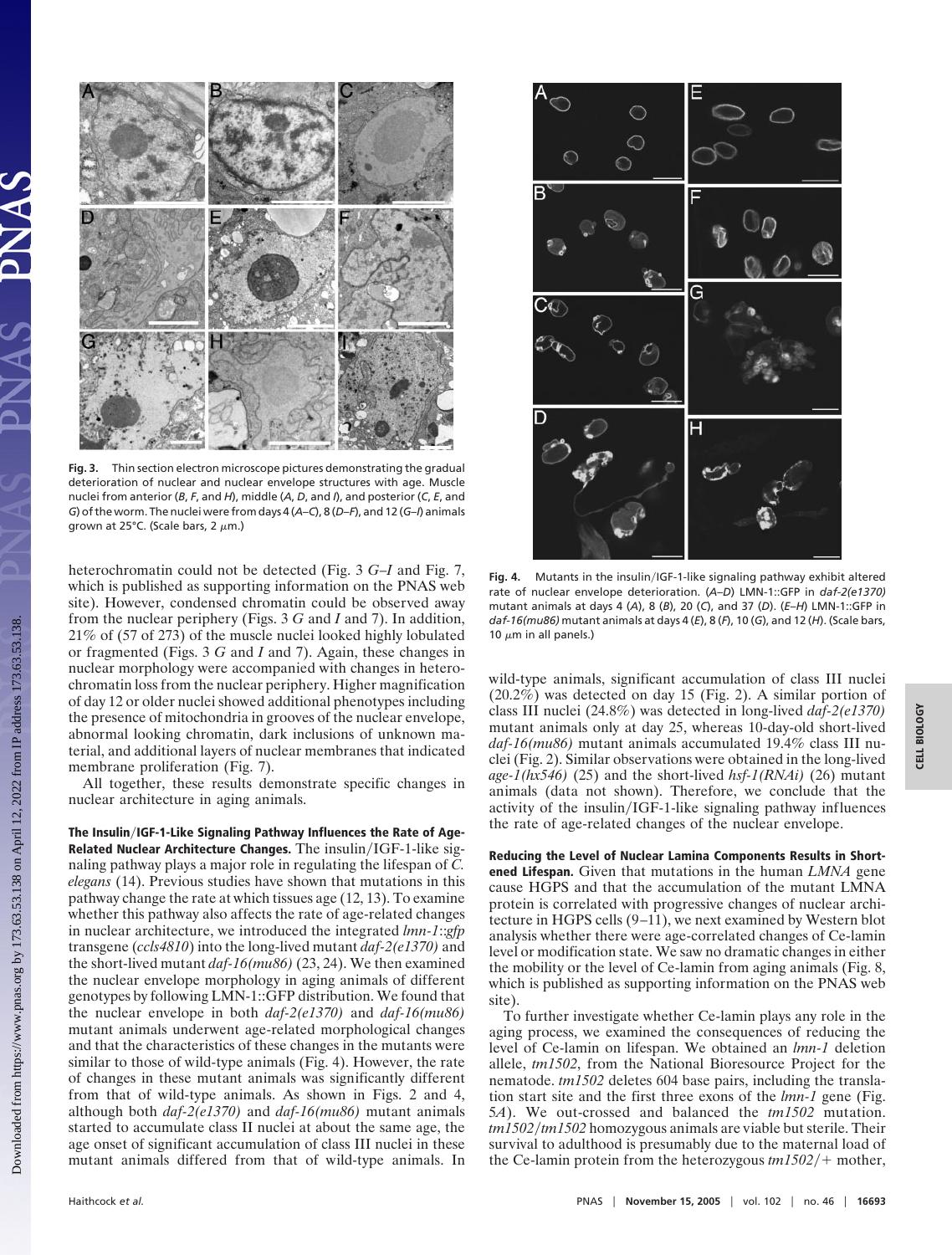**Fig. 3.** Thin section electron microscope pictures demonstrating the gradual deterioration of nuclear and nuclear envelope structures with age. Muscle nuclei from anterior (*B*, *F*, and *H*), middle (*A*, *D*, and *I*), and posterior (*C*, *E*, and *G*) of the worm. The nuclei were from days 4 (*A*–*C*), 8 (*D*–*F*), and 12 (*G*–*I*) animals grown at 25°C. (Scale bars, 2 $\mu$m.)

heterochromatin could not be detected (Fig. 3 *G*–*I* and Fig. 7, which is published as supporting information on the PNAS web site). However, condensed chromatin could be observed away from the nuclear periphery (Figs. 3 *G* and *I* and 7). In addition, 21% of (57 of 273) of the muscle nuclei looked highly lobulated or fragmented (Figs. 3 *G* and *I* and 7). Again, these changes in nuclear morphology were accompanied with changes in heterochromatin loss from the nuclear periphery. Higher magnification of day 12 or older nuclei showed additional phenotypes including the presence of mitochondria in grooves of the nuclear envelope, abnormal looking chromatin, dark inclusions of unknown material, and additional layers of nuclear membranes that indicated membrane proliferation (Fig. 7).

All together, these results demonstrate specific changes in nuclear architecture in aging animals.

**The Insulin/IGF-1-Like Signaling Pathway Influences the Rate of Age-Related Nuclear Architecture Changes.** The insulin/IGF-1-like signaling pathway plays a major role in regulating the lifespan of *C. elegans* (14). Previous studies have shown that mutations in this pathway change the rate at which tissues age (12, 13). To examine whether this pathway also affects the rate of age-related changes in nuclear architecture, we introduced the integrated *lmn-1::gfp* transgene (*ccls4810*) into the long-lived mutant *daf-2(e1370)* and the short-lived mutant *daf-16(mu86)* (23, 24). We then examined the nuclear envelope morphology in aging animals of different genotypes by following LMN-1::GFP distribution. We found that the nuclear envelope in both *daf-2(e1370)* and *daf-16(mu86)* mutant animals underwent age-related morphological changes and that the characteristics of these changes in the mutants were similar to those of wild-type animals (Fig. 4). However, the rate of changes in these mutant animals was significantly different from that of wild-type animals. As shown in Figs. 2 and 4, although both *daf-2(e1370)* and *daf-16(mu86)* mutant animals started to accumulate class II nuclei at about the same age, the age onset of significant accumulation of class III nuclei in these mutant animals differed from that of wild-type animals. In wild-type animals, significant accumulation of class III nuclei (20.2%) was detected on day 15 (Fig. 2). A similar portion of class III nuclei (24.8%) was detected in long-lived *daf-2(e1370)* mutant animals only at day 25, whereas 10-day-old short-lived *daf-16(mu86)* mutant animals accumulated 19.4% class III nuclei (Fig. 2). Similar observations were obtained in the long-lived *age-1(hx546)* (25) and the short-lived *hsf-1(RNAi)* (26) mutant animals (data not shown). Therefore, we conclude that the activity of the insulin/IGF-1-like signaling pathway influences the rate of age-related changes of the nuclear envelope.

**Fig. 4.** Mutants in the insulin/IGF-1-like signaling pathway exhibit altered rate of nuclear envelope deterioration. (*A*–*D*) LMN-1::GFP in *daf-2(e1370)* mutant animals at days 4 (*A*), 8 (*B*), 20 (*C*), and 37 (*D*). (*E*–*H*) LMN-1::GFP in *daf-16(mu86)* mutant animals at days 4 (*E*), 8 (*F*), 10 (*G*), and 12 (*H*). (Scale bars, 10 $\mu$m in all panels.)

**Reducing the Level of Nuclear Lamina Components Results in Shortened Lifespan.** Given that mutations in the human *LMNA* gene cause HGPS and that the accumulation of the mutant LMNA protein is correlated with progressive changes of nuclear architecture in HGPS cells (9–11), we next examined by Western blot analysis whether there were age-correlated changes of Ce-lamin level or modification state. We saw no dramatic changes in either the mobility or the level of Ce-lamin from aging animals (Fig. 8, which is published as supporting information on the PNAS web site).

To further investigate whether Ce-lamin plays any role in the aging process, we examined the consequences of reducing the level of Ce-lamin on lifespan. We obtained an *lmn-1* deletion allele, *tm1502*, from the National Bioresource Project for the nematode. *tm1502* deletes 604 base pairs, including the translation start site and the first three exons of the *lmn-1* gene (Fig. 5*A*). We out-crossed and balanced the *tm1502* mutation. *tm1502*/*tm1502* homozygous animals are viable but sterile. Their survival to adulthood is presumably due to the maternal load of the Ce-lamin protein from the heterozygous *tm1502*/+ mother,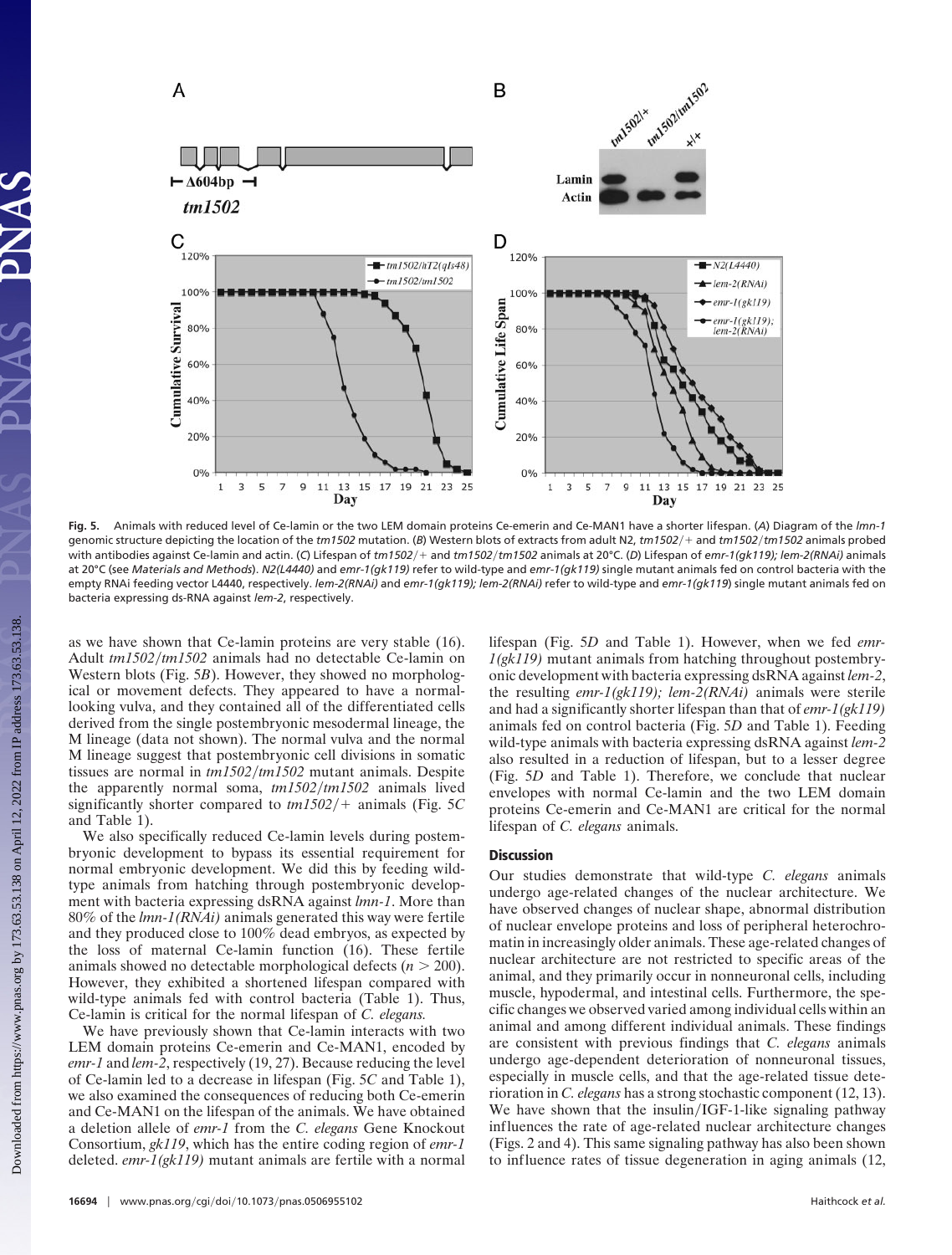Fig. 5. Animals with reduced level of Ce-lamin or the two LEM domain proteins Ce-emerin and Ce-MAN1 have a shorter lifespan. (*A*) Diagram of the *lmn-1* genomic structure depicting the location of the *tm1502* mutation. (*B*) Western blots of extracts from adult N2, *tm1502*/+ and *tm1502*/*tm1502* animals probed with antibodies against Ce-lamin and actin. (*C*) Lifespan of *tm1502*/+ and *tm1502*/*tm1502* animals at 20°C. (*D*) Lifespan of *emr-1(gk119); lem-2(RNAi)* animals at 20°C (see *Materials and Methods*). *N2(L4440)* and *emr-1(gk119)* refer to wild-type and *emr-1(gk119)* single mutant animals fed on control bacteria with the empty RNAi feeding vector L4440, respectively. *lem-2(RNAi)* and *emr-1(gk119); lem-2(RNAi)* refer to wild-type and *emr-1(gk119)* single mutant animals fed on bacteria expressing ds-RNA against *lem-2*, respectively.

as we have shown that Ce-lamin proteins are very stable (16). Adult *tm1502*/*tm1502* animals had no detectable Ce-lamin on Western blots (Fig. 5*B*). However, they showed no morphological or movement defects. They appeared to have a normal-looking vulva, and they contained all of the differentiated cells derived from the single postembryonic mesodermal lineage, the M lineage (data not shown). The normal vulva and the normal M lineage suggest that postembryonic cell divisions in somatic tissues are normal in *tm1502*/*tm1502* mutant animals. Despite the apparently normal soma, *tm1502*/*tm1502* animals lived significantly shorter compared to *tm1502*/+ animals (Fig. 5*C* and Table 1).

We also specifically reduced Ce-lamin levels during postembryonic development to bypass its essential requirement for normal embryonic development. We did this by feeding wild-type animals from hatching through postembryonic development with bacteria expressing dsRNA against *lmn-1*. More than 80% of the *lmn-1(RNAi)* animals generated this way were fertile and they produced close to 100% dead embryos, as expected by the loss of maternal Ce-lamin function (16). These fertile animals showed no detectable morphological defects ($n > 200$). However, they exhibited a shortened lifespan compared with wild-type animals fed with control bacteria (Table 1). Thus, Ce-lamin is critical for the normal lifespan of *C. elegans*.

We have previously shown that Ce-lamin interacts with two LEM domain proteins Ce-emerin and Ce-MAN1, encoded by *emr-1* and *lem-2*, respectively (19, 27). Because reducing the level of Ce-lamin led to a decrease in lifespan (Fig. 5*C* and Table 1), we also examined the consequences of reducing both Ce-emerin and Ce-MAN1 on the lifespan of the animals. We have obtained a deletion allele of *emr-1* from the *C. elegans* Gene Knockout Consortium, *gk119*, which has the entire coding region of *emr-1* deleted. *emr-1(gk119)* mutant animals are fertile with a normal lifespan (Fig. 5*D* and Table 1). However, when we fed *emr-1(gk119)* mutant animals from hatching throughout postembryonic development with bacteria expressing dsRNA against *lem-2*, the resulting *emr-1(gk119); lem-2(RNAi)* animals were sterile and had a significantly shorter lifespan than that of *emr-1(gk119)* animals fed on control bacteria (Fig. 5*D* and Table 1). Feeding wild-type animals with bacteria expressing dsRNA against *lem-2* also resulted in a reduction of lifespan, but to a lesser degree (Fig. 5*D* and Table 1). Therefore, we conclude that nuclear envelopes with normal Ce-lamin and the two LEM domain proteins Ce-emerin and Ce-MAN1 are critical for the normal lifespan of *C. elegans* animals.

## Discussion

Our studies demonstrate that wild-type *C. elegans* animals undergo age-related changes of the nuclear architecture. We have observed changes of nuclear shape, abnormal distribution of nuclear envelope proteins and loss of peripheral heterochromatin in increasingly older animals. These age-related changes of nuclear architecture are not restricted to specific areas of the animal, and they primarily occur in nonneuronal cells, including muscle, hypodermal, and intestinal cells. Furthermore, the specific changes we observed varied among individual cells within an animal and among different individual animals. These findings are consistent with previous findings that *C. elegans* animals undergo age-dependent deterioration of nonneuronal tissues, especially in muscle cells, and that the age-related tissue deterioration in *C. elegans* has a strong stochastic component (12, 13). We have shown that the insulin/IGF-1-like signaling pathway influences the rate of age-related nuclear architecture changes (Figs. 2 and 4). This same signaling pathway has also been shown to influence rates of tissue degeneration in aging animals (12,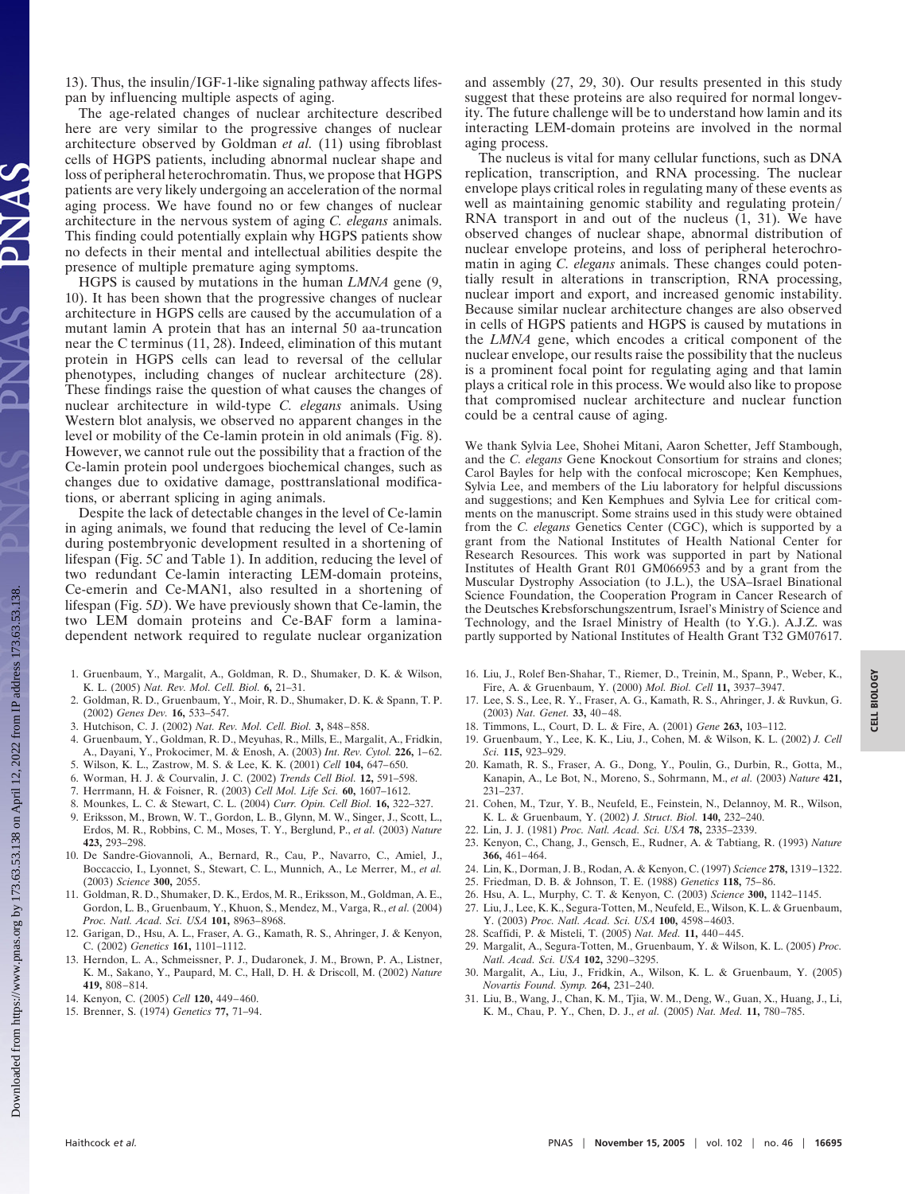13). Thus, the insulin/IGF-1-like signaling pathway affects lifespan by influencing multiple aspects of aging.

The age-related changes of nuclear architecture described here are very similar to the progressive changes of nuclear architecture observed by Goldman *et al.* (11) using fibroblast cells of HGPS patients, including abnormal nuclear shape and loss of peripheral heterochromatin. Thus, we propose that HGPS patients are very likely undergoing an acceleration of the normal aging process. We have found no or few changes of nuclear architecture in the nervous system of aging *C. elegans* animals. This finding could potentially explain why HGPS patients show no defects in their mental and intellectual abilities despite the presence of multiple premature aging symptoms.

HGPS is caused by mutations in the human *LMNA* gene (9, 10). It has been shown that the progressive changes of nuclear architecture in HGPS cells are caused by the accumulation of a mutant lamin A protein that has an internal 50 aa-truncation near the C terminus (11, 28). Indeed, elimination of this mutant protein in HGPS cells can lead to reversal of the cellular phenotypes, including changes of nuclear architecture (28). These findings raise the question of what causes the changes of nuclear architecture in wild-type *C. elegans* animals. Using Western blot analysis, we observed no apparent changes in the level or mobility of the Ce-lamin protein in old animals (Fig. 8). However, we cannot rule out the possibility that a fraction of the Ce-lamin protein pool undergoes biochemical changes, such as changes due to oxidative damage, posttranslational modifications, or aberrant splicing in aging animals.

Despite the lack of detectable changes in the level of Ce-lamin in aging animals, we found that reducing the level of Ce-lamin during postembryonic development resulted in a shortening of lifespan (Fig. 5*C* and Table 1). In addition, reducing the level of two redundant Ce-lamin interacting LEM-domain proteins, Ce-emerin and Ce-MAN1, also resulted in a shortening of lifespan (Fig. 5*D*). We have previously shown that Ce-lamin, the two LEM domain proteins and Ce-BAF form a lamina-dependent network required to regulate nuclear organization and assembly (27, 29, 30). Our results presented in this study suggest that these proteins are also required for normal longevity. The future challenge will be to understand how lamin and its interacting LEM-domain proteins are involved in the normal aging process.

The nucleus is vital for many cellular functions, such as DNA replication, transcription, and RNA processing. The nuclear envelope plays critical roles in regulating many of these events as well as maintaining genomic stability and regulating protein/RNA transport in and out of the nucleus (1, 31). We have observed changes of nuclear shape, abnormal distribution of nuclear envelope proteins, and loss of peripheral heterochromatin in aging *C. elegans* animals. These changes could potentially result in alterations in transcription, RNA processing, nuclear import and export, and increased genomic instability. Because similar nuclear architecture changes are also observed in cells of HGPS patients and HGPS is caused by mutations in the *LMNA* gene, which encodes a critical component of the nuclear envelope, our results raise the possibility that the nucleus is a prominent focal point for regulating aging and that lamin plays a critical role in this process. We would also like to propose that compromised nuclear architecture and nuclear function could be a central cause of aging.

We thank Sylvia Lee, Shohei Mitani, Aaron Schetter, Jeff Stambough, and the *C. elegans* Gene Knockout Consortium for strains and clones; Carol Bayles for help with the confocal microscope; Ken Kemphues, Sylvia Lee, and members of the Liu laboratory for helpful discussions and suggestions; and Ken Kemphues and Sylvia Lee for critical comments on the manuscript. Some strains used in this study were obtained from the *C. elegans* Genetics Center (CGC), which is supported by a grant from the National Institutes of Health National Center for Research Resources. This work was supported in part by National Institutes of Health Grant R01 GM066953 and by a grant from the Muscular Dystrophy Association (to J.L.), the USA–Israel Binational Science Foundation, the Cooperation Program in Cancer Research of the Deutsches Krebsforschungszentrum, Israel's Ministry of Science and Technology, and the Israel Ministry of Health (to Y.G.). A.J.Z. was partly supported by National Institutes of Health Grant T32 GM07617.

1. Gruenbaum, Y., Margalit, A., Goldman, R. D., Shumaker, D. K. & Wilson, K. L. (2005) *Nat. Rev. Mol. Cell. Biol.* **6,** 21–31.
2. Goldman, R. D., Gruenbaum, Y., Moir, R. D., Shumaker, D. K. & Spann, T. P. (2002) *Genes Dev.* **16,** 533–547.
3. Hutchison, C. J. (2002) *Nat. Rev. Mol. Cell. Biol.* **3,** 848–858.
4. Gruenbaum, Y., Goldman, R. D., Meyuhas, R., Mills, E., Margalit, A., Fridkin, A., Dayani, Y., Prokocimer, M. & Enosh, A. (2003) *Int. Rev. Cytol.* **226,** 1–62.
5. Wilson, K. L., Zastrow, M. S. & Lee, K. K. (2001) *Cell* **104,** 647–650.
6. Worman, H. J. & Courvalin, J. C. (2002) *Trends Cell Biol.* **12,** 591–598.
7. Herrmann, H. & Foisner, R. (2003) *Cell Mol. Life Sci.* **60,** 1607–1612.
8. Mounkes, L. C. & Stewart, C. L. (2004) *Curr. Opin. Cell Biol.* **16,** 322–327.
9. Eriksson, M., Brown, W. T., Gordon, L. B., Glynn, M. W., Singer, J., Scott, L., Erdos, M. R., Robbins, C. M., Moses, T. Y., Berglund, P., *et al.* (2003) *Nature* **423,** 293–298.
10. De Sandre-Giovannoli, A., Bernard, R., Cau, P., Navarro, C., Amiel, J., Boccaccio, I., Lyonnet, S., Stewart, C. L., Munnich, A., Le Merrer, M., *et al.* (2003) *Science* **300,** 2055.
11. Goldman, R. D., Shumaker, D. K., Erdos, M. R., Eriksson, M., Goldman, A. E., Gordon, L. B., Gruenbaum, Y., Khuon, S., Mendez, M., Varga, R., *et al.* (2004) *Proc. Natl. Acad. Sci. USA* **101,** 8963–8968.
12. Garigan, D., Hsu, A. L., Fraser, A. G., Kamath, R. S., Ahringer, J. & Kenyon, C. (2002) *Genetics* **161,** 1101–1112.
13. Herndon, L. A., Schmeissner, P. J., Dudaronek, J. M., Brown, P. A., Listner, K. M., Sakano, Y., Paupard, M. C., Hall, D. H. & Driscoll, M. (2002) *Nature* **419,** 808–814.
14. Kenyon, C. (2005) *Cell* **120,** 449–460.
15. Brenner, S. (1974) *Genetics* **77,** 71–94.
16. Liu, J., Rolef Ben-Shahar, T., Riemer, D., Treinin, M., Spann, P., Weber, K., Fire, A. & Gruenbaum, Y. (2000) *Mol. Biol. Cell* **11,** 3937–3947.
17. Lee, S. S., Lee, R. Y., Fraser, A. G., Kamath, R. S., Ahringer, J. & Ruvkun, G. (2003) *Nat. Genet.* **33,** 40–48.
18. Timmons, L., Court, D. L. & Fire, A. (2001) *Gene* **263,** 103–112.
19. Gruenbaum, Y., Lee, K. K., Liu, J., Cohen, M. & Wilson, K. L. (2002) *J. Cell Sci.* **115,** 923–929.
20. Kamath, R. S., Fraser, A. G., Dong, Y., Poulin, G., Durbin, R., Gotta, M., Kanapin, A., Le Bot, N., Moreno, S., Sohrmann, M., *et al.* (2003) *Nature* **421,** 231–237.
21. Cohen, M., Tzur, Y. B., Neufeld, E., Feinstein, N., Delannoy, M. R., Wilson, K. L. & Gruenbaum, Y. (2002) *J. Struct. Biol.* **140,** 232–240.
22. Lin, J. J. (1981) *Proc. Natl. Acad. Sci. USA* **78,** 2335–2339.
23. Kenyon, C., Chang, J., Gensch, E., Rudner, A. & Tabtiang, R. (1993) *Nature* **366,** 461–464.
24. Lin, K., Dorman, J. B., Rodan, A. & Kenyon, C. (1997) *Science* **278,** 1319–1322.
25. Friedman, D. B. & Johnson, T. E. (1988) *Genetics* **118,** 75–86.
26. Hsu, A. L., Murphy, C. T. & Kenyon, C. (2003) *Science* **300,** 1142–1145.
27. Liu, J., Lee, K. K., Segura-Totten, M., Neufeld, E., Wilson, K. L. & Gruenbaum, Y. (2003) *Proc. Natl. Acad. Sci. USA* **100,** 4598–4603.
28. Scaffidi, P. & Misteli, T. (2005) *Nat. Med.* **11,** 440–445.
29. Margalit, A., Segura-Totten, M., Gruenbaum, Y. & Wilson, K. L. (2005) *Proc. Natl. Acad. Sci. USA* **102,** 3290–3295.
30. Margalit, A., Liu, J., Fridkin, A., Wilson, K. L. & Gruenbaum, Y. (2005) *Novartis Found. Symp.* **264,** 231–240.
31. Liu, B., Wang, J., Chan, K. M., Tjia, W. M., Deng, W., Guan, X., Huang, J., Li, K. M., Chau, P. Y., Chen, D. J., *et al.* (2005) *Nat. Med.* **11,** 780–785.